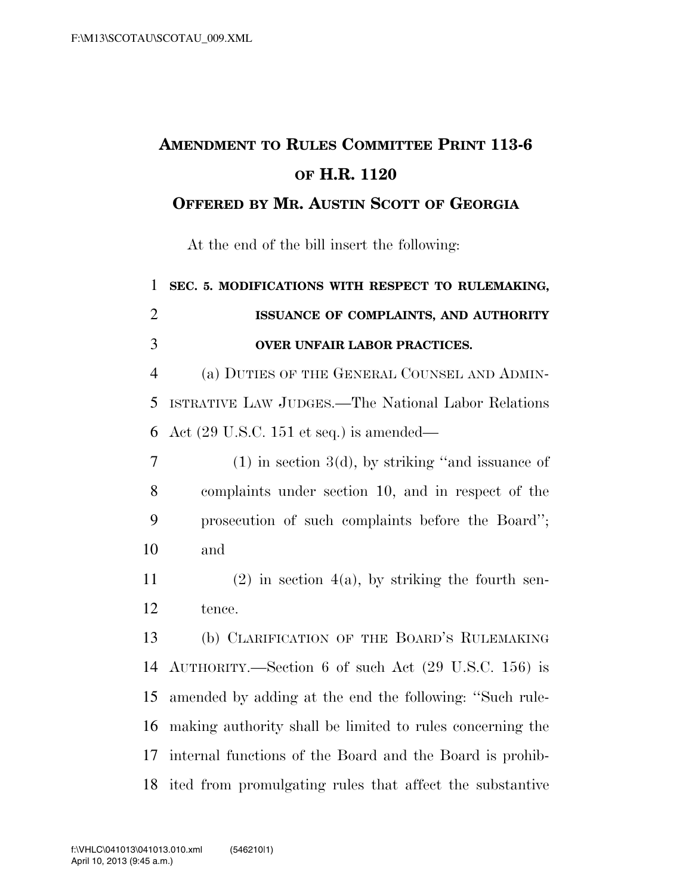# AMENDMENT TO RULES COMMITTEE PRINT 113-6 OF H.R. 1120

## OFFERED BY MR. AUSTIN SCOTT OF GEORGIA

At the end of the bill insert the following:

**SEC. 5. MODIFICATIONS WITH RESPECT TO RULEMAKING, ISSUANCE OF COMPLAINTS, AND AUTHORITY OVER UNFAIR LABOR PRACTICES.**

(a) DUTIES OF THE GENERAL COUNSEL AND ADMINISTRATIVE LAW JUDGES.—The National Labor Relations Act (29 U.S.C. 151 et seq.) is amended—

(1) in section 3(d), by striking ''and issuance of complaints under section 10, and in respect of the prosecution of such complaints before the Board''; and

(2) in section 4(a), by striking the fourth sentence.

(b) CLARIFICATION OF THE BOARD'S RULEMAKING AUTHORITY.—Section 6 of such Act (29 U.S.C. 156) is amended by adding at the end the following: ''Such rulemaking authority shall be limited to rules concerning the internal functions of the Board and the Board is prohibited from promulgating rules that affect the substantive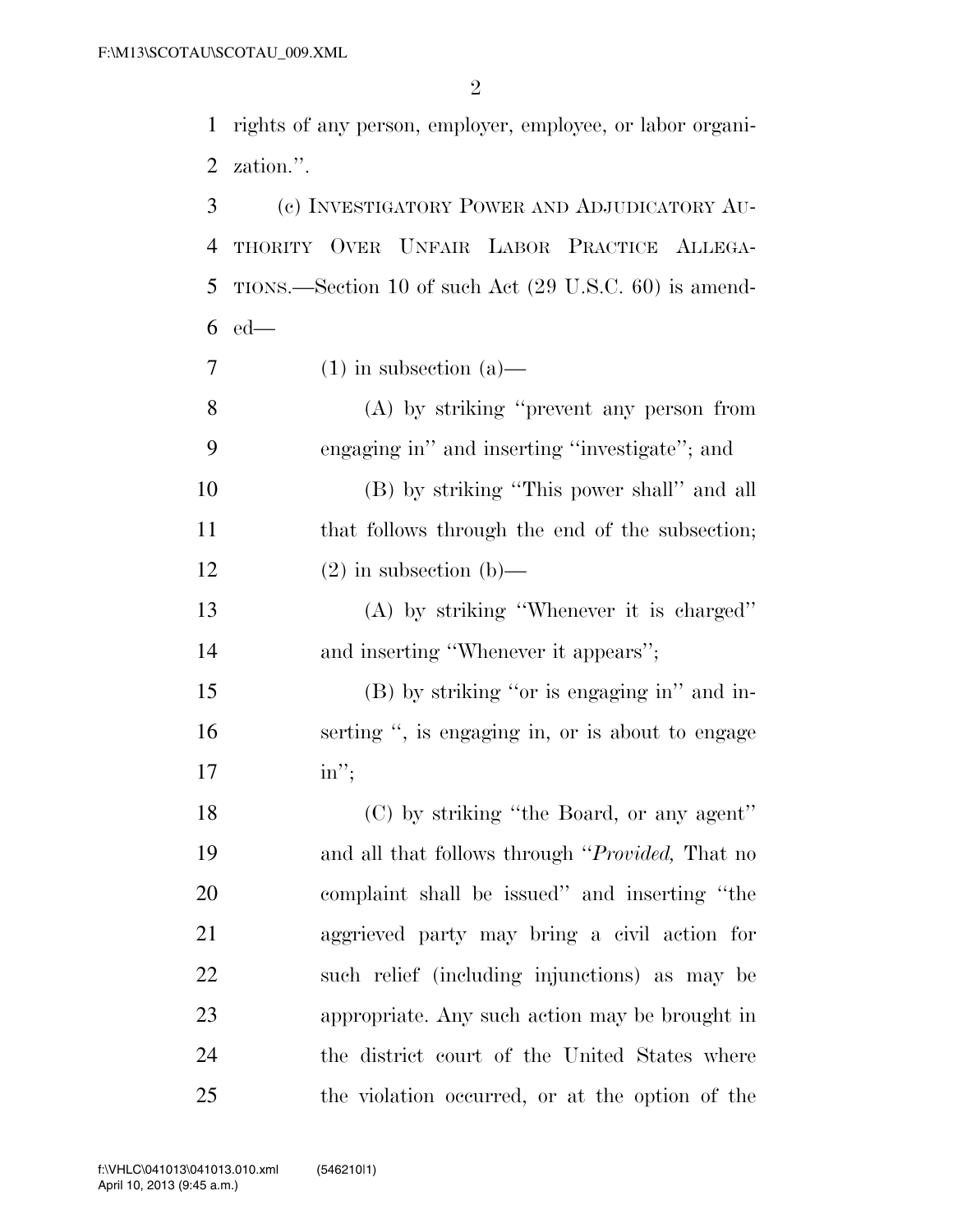rights of any person, employer, employee, or labor organization.''.

(c) INVESTIGATORY POWER AND ADJUDICATORY AUTHORITY OVER UNFAIR LABOR PRACTICE ALLEGATIONS.—Section 10 of such Act (29 U.S.C. 60) is amended—

(1) in subsection (a)—

(A) by striking ''prevent any person from engaging in'' and inserting ''investigate''; and

(B) by striking ''This power shall'' and all that follows through the end of the subsection;

(2) in subsection (b)—

(A) by striking ''Whenever it is charged'' and inserting ''Whenever it appears'';

(B) by striking ''or is engaging in'' and inserting '', is engaging in, or is about to engage in'';

(C) by striking ''the Board, or any agent'' and all that follows through ''*Provided,* That no complaint shall be issued'' and inserting ''the aggrieved party may bring a civil action for such relief (including injunctions) as may be appropriate. Any such action may be brought in the district court of the United States where the violation occurred, or at the option of the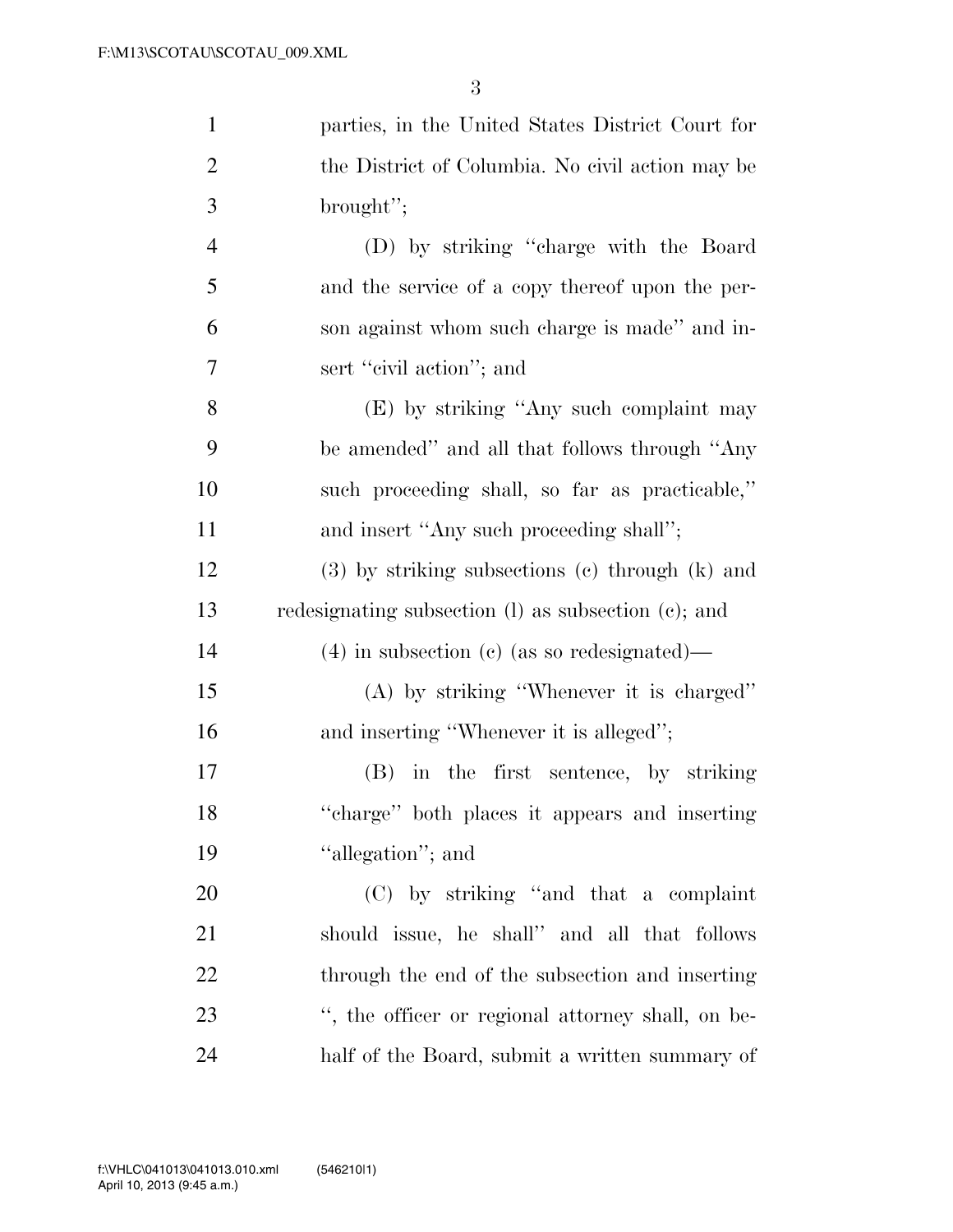parties, in the United States District Court for the District of Columbia. No civil action may be brought'';

(D) by striking ''charge with the Board and the service of a copy thereof upon the person against whom such charge is made'' and insert ''civil action''; and

(E) by striking ''Any such complaint may be amended'' and all that follows through ''Any such proceeding shall, so far as practicable,'' and insert ''Any such proceeding shall'';

(3) by striking subsections (c) through (k) and redesignating subsection (l) as subsection (c); and

(4) in subsection (c) (as so redesignated)—

(A) by striking ''Whenever it is charged'' and inserting ''Whenever it is alleged'';

(B) in the first sentence, by striking ''charge'' both places it appears and inserting ''allegation''; and

(C) by striking ''and that a complaint should issue, he shall'' and all that follows through the end of the subsection and inserting '', the officer or regional attorney shall, on behalf of the Board, submit a written summary of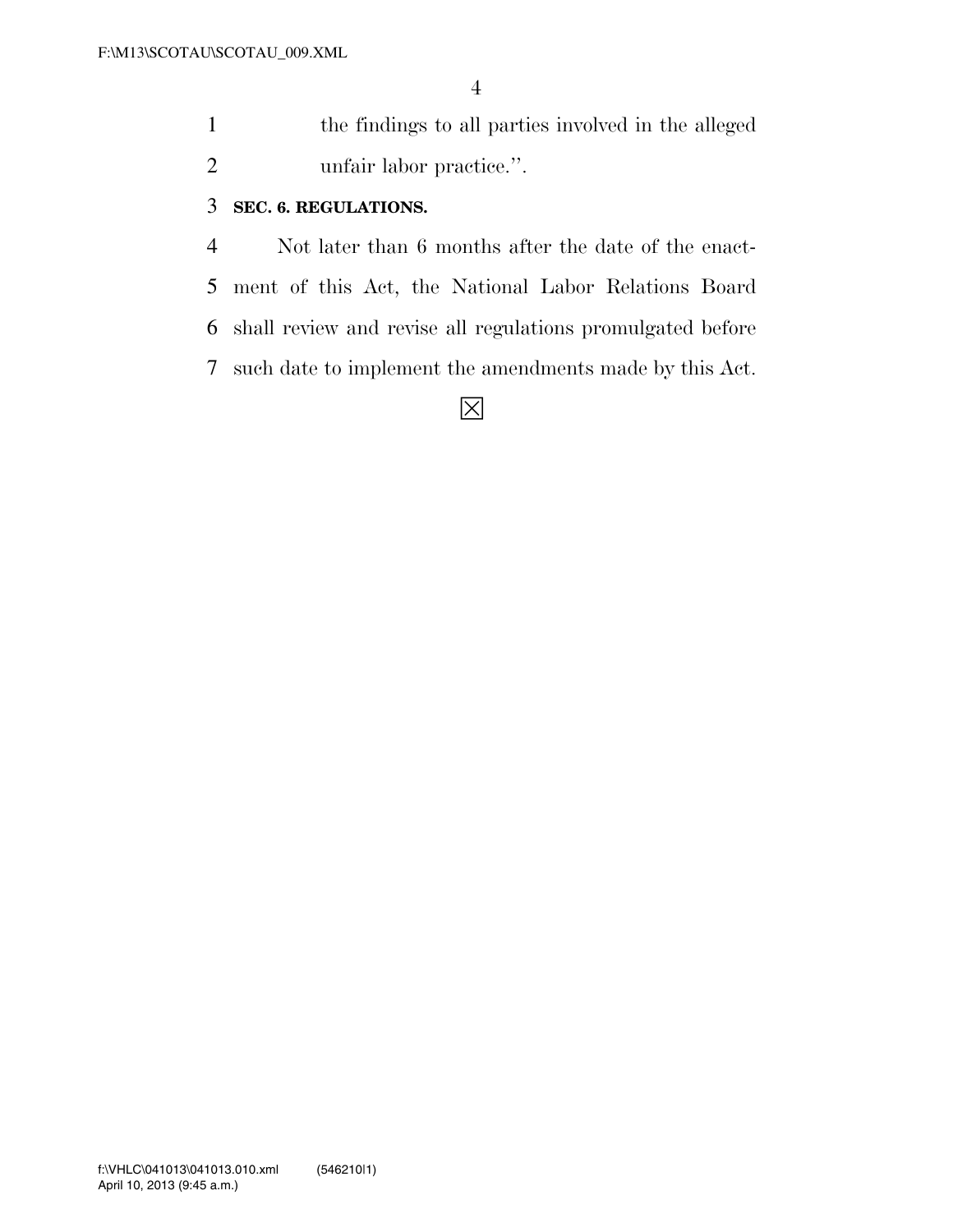the findings to all parties involved in the alleged unfair labor practice.''.

### SEC. 6. REGULATIONS.

Not later than 6 months after the date of the enactment of this Act, the National Labor Relations Board shall review and revise all regulations promulgated before such date to implement the amendments made by this Act.